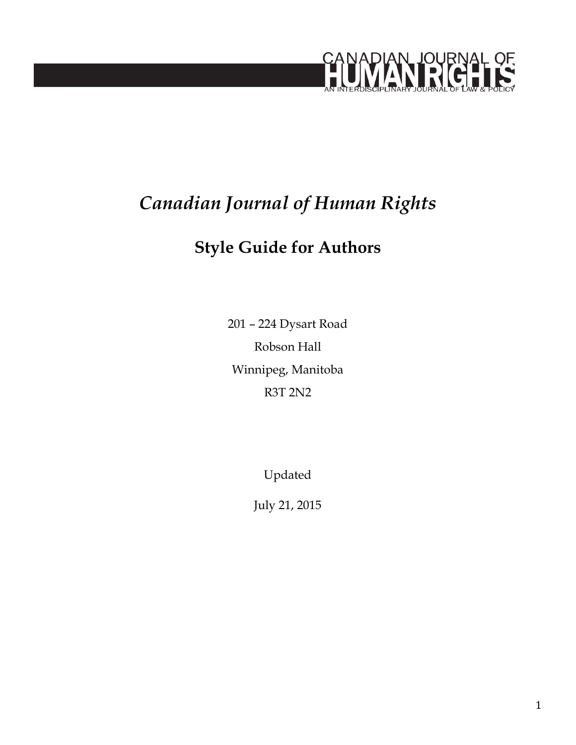CANADIAN JOURNAL OF HUMAN RIGHTS
AN INTERDISCIPLINARY JOURNAL OF LAW & POLICY

# *Canadian Journal of Human Rights*

## Style Guide for Authors

201 – 224 Dysart Road

Robson Hall

Winnipeg, Manitoba

R3T 2N2

Updated

July 21, 2015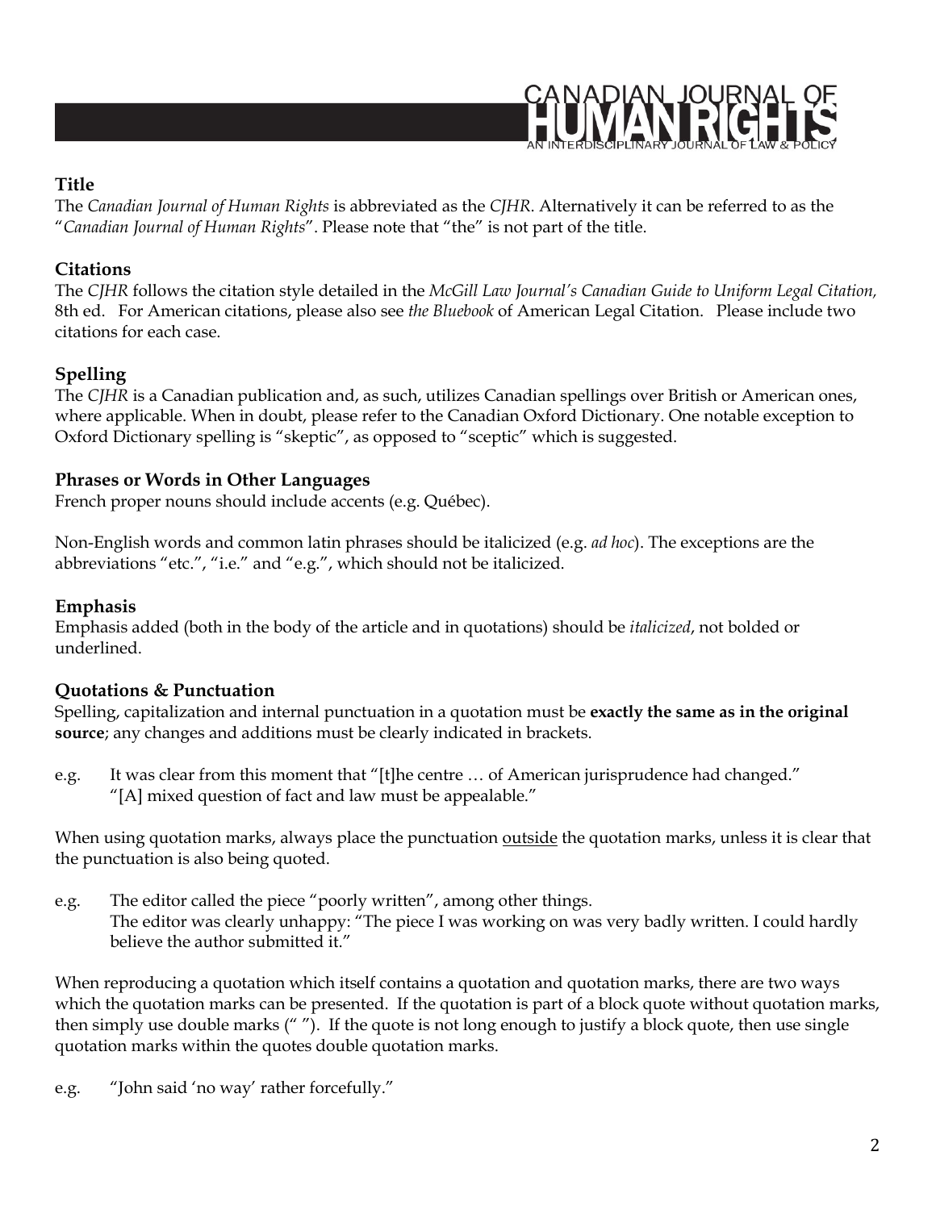## Title

The *Canadian Journal of Human Rights* is abbreviated as the *CJHR*. Alternatively it can be referred to as the "*Canadian Journal of Human Rights*". Please note that "the" is not part of the title.

## Citations

The *CJHR* follows the citation style detailed in the *McGill Law Journal's Canadian Guide to Uniform Legal Citation,* 8th ed. For American citations, please also see *the Bluebook* of American Legal Citation. Please include two citations for each case.

## Spelling

The *CJHR* is a Canadian publication and, as such, utilizes Canadian spellings over British or American ones, where applicable. When in doubt, please refer to the Canadian Oxford Dictionary. One notable exception to Oxford Dictionary spelling is "skeptic", as opposed to "sceptic" which is suggested.

## Phrases or Words in Other Languages

French proper nouns should include accents (e.g. Québec).

Non-English words and common latin phrases should be italicized (e.g. *ad hoc*). The exceptions are the abbreviations "etc.", "i.e." and "e.g.", which should not be italicized.

## Emphasis

Emphasis added (both in the body of the article and in quotations) should be *italicized*, not bolded or underlined.

## Quotations & Punctuation

Spelling, capitalization and internal punctuation in a quotation must be **exactly the same as in the original source**; any changes and additions must be clearly indicated in brackets.

e.g. It was clear from this moment that "[t]he centre … of American jurisprudence had changed."
"[A] mixed question of fact and law must be appealable."

When using quotation marks, always place the punctuation <u>outside</u> the quotation marks, unless it is clear that the punctuation is also being quoted.

e.g. The editor called the piece "poorly written", among other things.
The editor was clearly unhappy: "The piece I was working on was very badly written. I could hardly believe the author submitted it."

When reproducing a quotation which itself contains a quotation and quotation marks, there are two ways which the quotation marks can be presented. If the quotation is part of a block quote without quotation marks, then simply use double marks (" "). If the quote is not long enough to justify a block quote, then use single quotation marks within the quotes double quotation marks.

e.g. "John said 'no way' rather forcefully."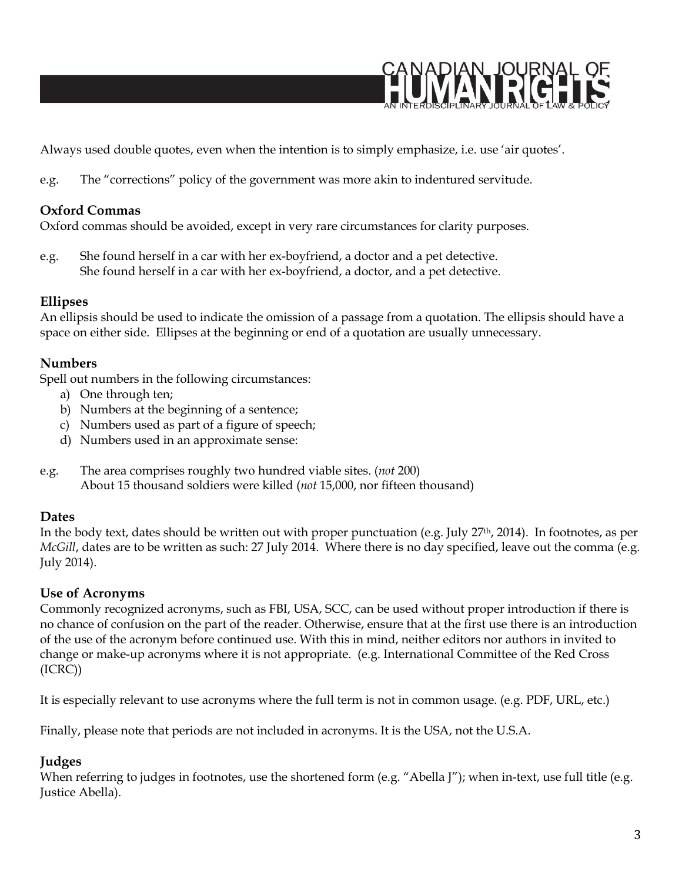Always used double quotes, even when the intention is to simply emphasize, i.e. use ‘air quotes’.

e.g. The “corrections” policy of the government was more akin to indentured servitude.

### Oxford Commas

Oxford commas should be avoided, except in very rare circumstances for clarity purposes.

e.g. She found herself in a car with her ex-boyfriend, a doctor and a pet detective.
She found herself in a car with her ex-boyfriend, a doctor, and a pet detective.

### Ellipses

An ellipsis should be used to indicate the omission of a passage from a quotation. The ellipsis should have a space on either side. Ellipses at the beginning or end of a quotation are usually unnecessary.

### Numbers

Spell out numbers in the following circumstances:

a) One through ten;
b) Numbers at the beginning of a sentence;
c) Numbers used as part of a figure of speech;
d) Numbers used in an approximate sense:

e.g. The area comprises roughly two hundred viable sites. (*not* 200)
About 15 thousand soldiers were killed (*not* 15,000, nor fifteen thousand)

### Dates

In the body text, dates should be written out with proper punctuation (e.g. July 27th, 2014). In footnotes, as per *McGill*, dates are to be written as such: 27 July 2014. Where there is no day specified, leave out the comma (e.g. July 2014).

### Use of Acronyms

Commonly recognized acronyms, such as FBI, USA, SCC, can be used without proper introduction if there is no chance of confusion on the part of the reader. Otherwise, ensure that at the first use there is an introduction of the use of the acronym before continued use. With this in mind, neither editors nor authors in invited to change or make-up acronyms where it is not appropriate. (e.g. International Committee of the Red Cross (ICRC))

It is especially relevant to use acronyms where the full term is not in common usage. (e.g. PDF, URL, etc.)

Finally, please note that periods are not included in acronyms. It is the USA, not the U.S.A.

### Judges

When referring to judges in footnotes, use the shortened form (e.g. “Abella J”); when in-text, use full title (e.g. Justice Abella).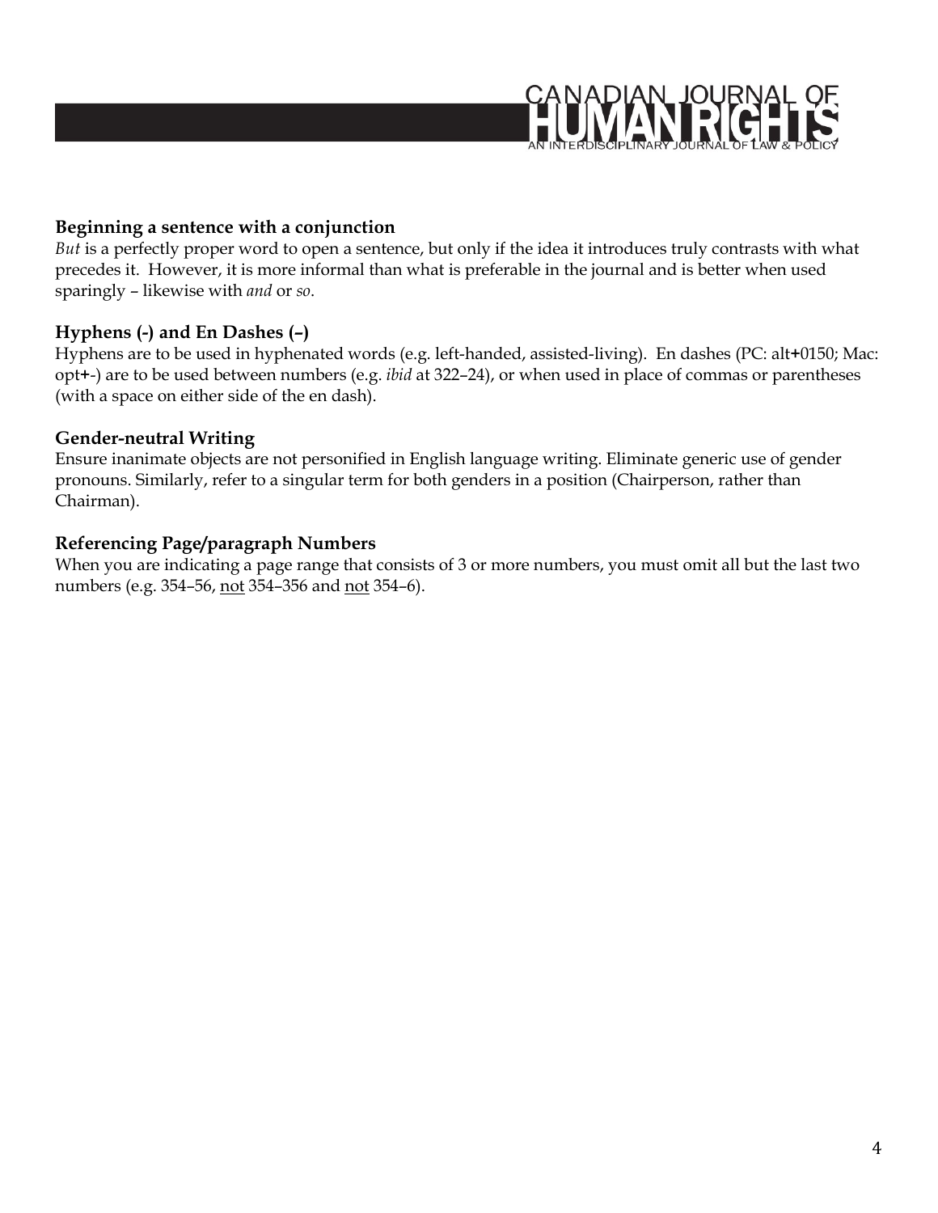### Beginning a sentence with a conjunction

*But* is a perfectly proper word to open a sentence, but only if the idea it introduces truly contrasts with what precedes it. However, it is more informal than what is preferable in the journal and is better when used sparingly – likewise with *and* or *so*.

### Hyphens (-) and En Dashes (–)

Hyphens are to be used in hyphenated words (e.g. left-handed, assisted-living). En dashes (PC: alt+0150; Mac: opt+-) are to be used between numbers (e.g. *ibid* at 322–24), or when used in place of commas or parentheses (with a space on either side of the en dash).

### Gender-neutral Writing

Ensure inanimate objects are not personified in English language writing. Eliminate generic use of gender pronouns. Similarly, refer to a singular term for both genders in a position (Chairperson, rather than Chairman).

### Referencing Page/paragraph Numbers

When you are indicating a page range that consists of 3 or more numbers, you must omit all but the last two numbers (e.g. 354–56, <u>not</u> 354–356 and <u>not</u> 354–6).